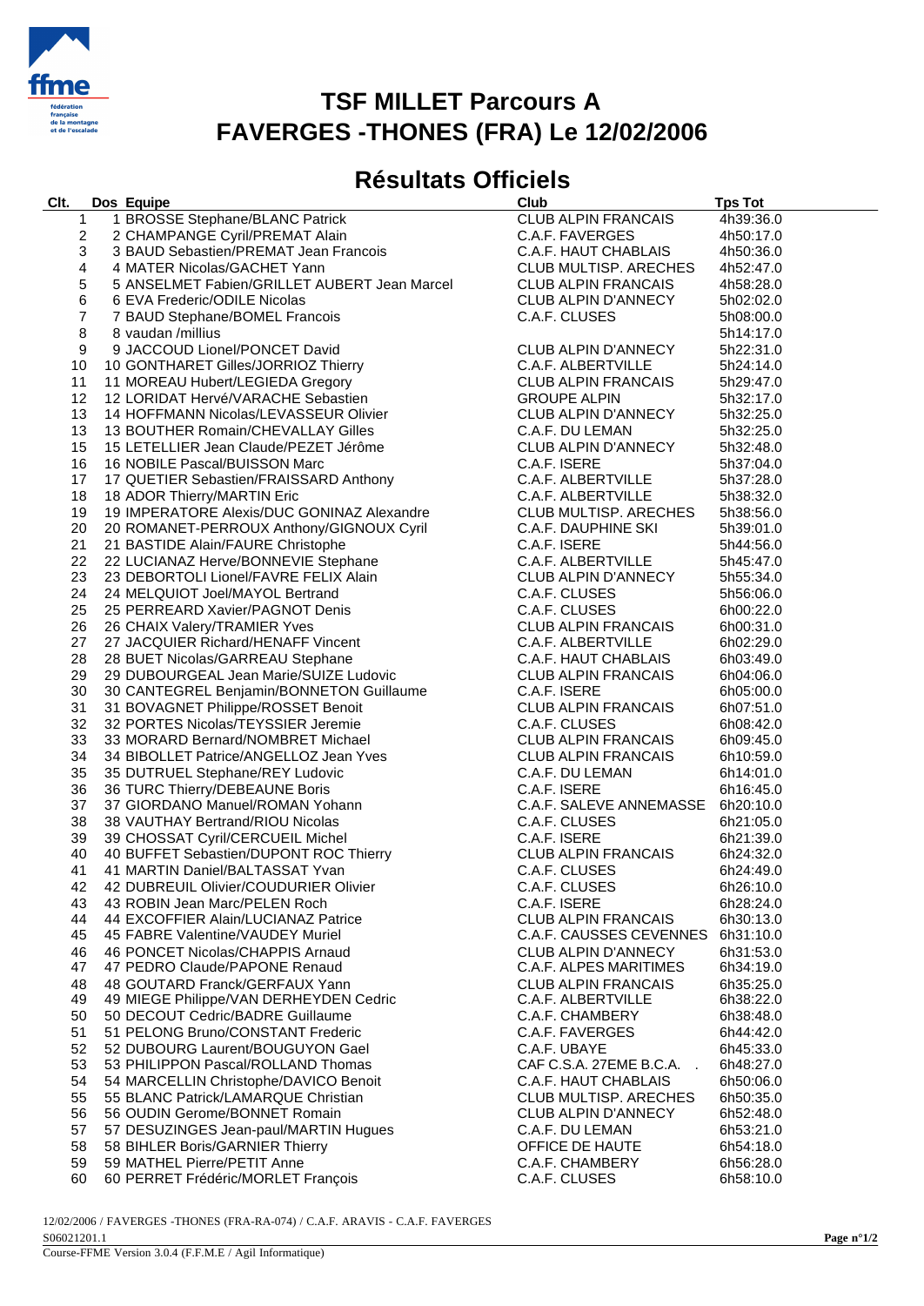# TSF MILLET Parcours A
# FAVERGES -THONES (FRA) Le 12/02/2006

## Résultats Officiels

| Clt. | Dos | Equipe | Club | Tps Tot |
|---|---|---|---|---|
| 1 | 1 | BROSSE Stephane/BLANC Patrick | CLUB ALPIN FRANCAIS | 4h39:36.0 |
| 2 | 2 | CHAMPANGE Cyril/PREMAT Alain | C.A.F. FAVERGES | 4h50:17.0 |
| 3 | 3 | BAUD Sebastien/PREMAT Jean Francois | C.A.F. HAUT CHABLAIS | 4h50:36.0 |
| 4 | 4 | MATER Nicolas/GACHET Yann | CLUB MULTISP. ARECHES | 4h52:47.0 |
| 5 | 5 | ANSELMET Fabien/GRILLET AUBERT Jean Marcel | CLUB ALPIN FRANCAIS | 4h58:28.0 |
| 6 | 6 | EVA Frederic/ODILE Nicolas | CLUB ALPIN D'ANNECY | 5h02:02.0 |
| 7 | 7 | BAUD Stephane/BOMEL Francois | C.A.F. CLUSES | 5h08:00.0 |
| 8 | 8 | vaudan /millius | | 5h14:17.0 |
| 9 | 9 | JACCOUD Lionel/PONCET David | CLUB ALPIN D'ANNECY | 5h22:31.0 |
| 10 | 10 | GONTHARET Gilles/JORRIOZ Thierry | C.A.F. ALBERTVILLE | 5h24:14.0 |
| 11 | 11 | MOREAU Hubert/LEGIEDA Gregory | CLUB ALPIN FRANCAIS | 5h29:47.0 |
| 12 | 12 | LORIDAT Hervé/VARACHE Sebastien | GROUPE ALPIN | 5h32:17.0 |
| 13 | 14 | HOFFMANN Nicolas/LEVASSEUR Olivier | CLUB ALPIN D'ANNECY | 5h32:25.0 |
| 13 | 13 | BOUTHER Romain/CHEVALLAY Gilles | C.A.F. DU LEMAN | 5h32:25.0 |
| 15 | 15 | LETELLIER Jean Claude/PEZET Jérôme | CLUB ALPIN D'ANNECY | 5h32:48.0 |
| 16 | 16 | NOBILE Pascal/BUISSON Marc | C.A.F. ISERE | 5h37:04.0 |
| 17 | 17 | QUETIER Sebastien/FRAISSARD Anthony | C.A.F. ALBERTVILLE | 5h37:28.0 |
| 18 | 18 | ADOR Thierry/MARTIN Eric | C.A.F. ALBERTVILLE | 5h38:32.0 |
| 19 | 19 | IMPERATORE Alexis/DUC GONINAZ Alexandre | CLUB MULTISP. ARECHES | 5h38:56.0 |
| 20 | 20 | ROMANET-PERROUX Anthony/GIGNOUX Cyril | C.A.F. DAUPHINE SKI | 5h39:01.0 |
| 21 | 21 | BASTIDE Alain/FAURE Christophe | C.A.F. ISERE | 5h44:56.0 |
| 22 | 22 | LUCIANAZ Herve/BONNEVIE Stephane | C.A.F. ALBERTVILLE | 5h45:47.0 |
| 23 | 23 | DEBORTOLI Lionel/FAVRE FELIX Alain | CLUB ALPIN D'ANNECY | 5h55:34.0 |
| 24 | 24 | MELQUIOT Joel/MAYOL Bertrand | C.A.F. CLUSES | 5h56:06.0 |
| 25 | 25 | PERREARD Xavier/PAGNOT Denis | C.A.F. CLUSES | 6h00:22.0 |
| 26 | 26 | CHAIX Valery/TRAMIER Yves | CLUB ALPIN FRANCAIS | 6h00:31.0 |
| 27 | 27 | JACQUIER Richard/HENAFF Vincent | C.A.F. ALBERTVILLE | 6h02:29.0 |
| 28 | 28 | BUET Nicolas/GARREAU Stephane | C.A.F. HAUT CHABLAIS | 6h03:49.0 |
| 29 | 29 | DUBOURGEAL Jean Marie/SUIZE Ludovic | CLUB ALPIN FRANCAIS | 6h04:06.0 |
| 30 | 30 | CANTEGREL Benjamin/BONNETON Guillaume | C.A.F. ISERE | 6h05:00.0 |
| 31 | 31 | BOVAGNET Philippe/ROSSET Benoit | CLUB ALPIN FRANCAIS | 6h07:51.0 |
| 32 | 32 | PORTES Nicolas/TEYSSIER Jeremie | C.A.F. CLUSES | 6h08:42.0 |
| 33 | 33 | MORARD Bernard/NOMBRET Michael | CLUB ALPIN FRANCAIS | 6h09:45.0 |
| 34 | 34 | BIBOLLET Patrice/ANGELLOZ Jean Yves | CLUB ALPIN FRANCAIS | 6h10:59.0 |
| 35 | 35 | DUTRUEL Stephane/REY Ludovic | C.A.F. DU LEMAN | 6h14:01.0 |
| 36 | 36 | TURC Thierry/DEBEAUNE Boris | C.A.F. ISERE | 6h16:45.0 |
| 37 | 37 | GIORDANO Manuel/ROMAN Yohann | C.A.F. SALEVE ANNEMASSE | 6h20:10.0 |
| 38 | 38 | VAUTHAY Bertrand/RIOU Nicolas | C.A.F. CLUSES | 6h21:05.0 |
| 39 | 39 | CHOSSAT Cyril/CERCUEIL Michel | C.A.F. ISERE | 6h21:39.0 |
| 40 | 40 | BUFFET Sebastien/DUPONT ROC Thierry | CLUB ALPIN FRANCAIS | 6h24:32.0 |
| 41 | 41 | MARTIN Daniel/BALTASSAT Yvan | C.A.F. CLUSES | 6h24:49.0 |
| 42 | 42 | DUBREUIL Olivier/COUDURIER Olivier | C.A.F. CLUSES | 6h26:10.0 |
| 43 | 43 | ROBIN Jean Marc/PELEN Roch | C.A.F. ISERE | 6h28:24.0 |
| 44 | 44 | EXCOFFIER Alain/LUCIANAZ Patrice | CLUB ALPIN FRANCAIS | 6h30:13.0 |
| 45 | 45 | FABRE Valentine/VAUDEY Muriel | C.A.F. CAUSSES CEVENNES | 6h31:10.0 |
| 46 | 46 | PONCET Nicolas/CHAPPIS Arnaud | CLUB ALPIN D'ANNECY | 6h31:53.0 |
| 47 | 47 | PEDRO Claude/PAPONE Renaud | C.A.F. ALPES MARITIMES | 6h34:19.0 |
| 48 | 48 | GOUTARD Franck/GERFAUX Yann | CLUB ALPIN FRANCAIS | 6h35:25.0 |
| 49 | 49 | MIEGE Philippe/VAN DERHEYDEN Cedric | C.A.F. ALBERTVILLE | 6h38:22.0 |
| 50 | 50 | DECOUT Cedric/BADRE Guillaume | C.A.F. CHAMBERY | 6h38:48.0 |
| 51 | 51 | PELONG Bruno/CONSTANT Frederic | C.A.F. FAVERGES | 6h44:42.0 |
| 52 | 52 | DUBOURG Laurent/BOUGUYON Gael | C.A.F. UBAYE | 6h45:33.0 |
| 53 | 53 | PHILIPPON Pascal/ROLLAND Thomas | CAF C.S.A. 27EME B.C.A. . | 6h48:27.0 |
| 54 | 54 | MARCELLIN Christophe/DAVICO Benoit | C.A.F. HAUT CHABLAIS | 6h50:06.0 |
| 55 | 55 | BLANC Patrick/LAMARQUE Christian | CLUB MULTISP. ARECHES | 6h50:35.0 |
| 56 | 56 | OUDIN Gerome/BONNET Romain | CLUB ALPIN D'ANNECY | 6h52:48.0 |
| 57 | 57 | DESUZINGES Jean-paul/MARTIN Hugues | C.A.F. DU LEMAN | 6h53:21.0 |
| 58 | 58 | BIHLER Boris/GARNIER Thierry | OFFICE DE HAUTE | 6h54:18.0 |
| 59 | 59 | MATHEL Pierre/PETIT Anne | C.A.F. CHAMBERY | 6h56:28.0 |
| 60 | 60 | PERRET Frédéric/MORLET François | C.A.F. CLUSES | 6h58:10.0 |

12/02/2006 / FAVERGES -THONES (FRA-RA-074) / C.A.F. ARAVIS - C.A.F. FAVERGES

S06021201.1

Course-FFME Version 3.0.4 (F.F.M.E / Agil Informatique)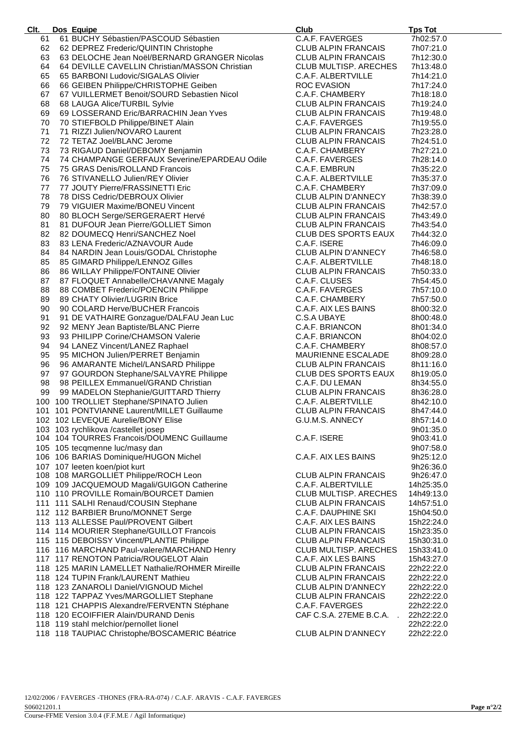| Clt. | Dos | Equipe | Club | Tps Tot |
|---|---|---|---|---|
| 61 | 61 | BUCHY Sébastien/PASCOUD Sébastien | C.A.F. FAVERGES | 7h02:57.0 |
| 62 | 62 | DEPREZ Frederic/QUINTIN Christophe | CLUB ALPIN FRANCAIS | 7h07:21.0 |
| 63 | 63 | DELOCHE Jean Noël/BERNARD GRANGER Nicolas | CLUB ALPIN FRANCAIS | 7h12:30.0 |
| 64 | 64 | DEVILLE CAVELLIN Christian/MASSON Christian | CLUB MULTISP. ARECHES | 7h13:48.0 |
| 65 | 65 | BARBONI Ludovic/SIGALAS Olivier | C.A.F. ALBERTVILLE | 7h14:21.0 |
| 66 | 66 | GEIBEN Philippe/CHRISTOPHE Geiben | ROC EVASION | 7h17:24.0 |
| 67 | 67 | VUILLERMET Benoit/SOURD Sebastien Nicol | C.A.F. CHAMBERY | 7h18:18.0 |
| 68 | 68 | LAUGA Alice/TURBIL Sylvie | CLUB ALPIN FRANCAIS | 7h19:24.0 |
| 69 | 69 | LOSSERAND Eric/BARRACHIN Jean Yves | CLUB ALPIN FRANCAIS | 7h19:48.0 |
| 70 | 70 | STIEFBOLD Philippe/BINET Alain | C.A.F. FAVERGES | 7h19:55.0 |
| 71 | 71 | RIZZI Julien/NOVARO Laurent | CLUB ALPIN FRANCAIS | 7h23:28.0 |
| 72 | 72 | TETAZ Joel/BLANC Jerome | CLUB ALPIN FRANCAIS | 7h24:51.0 |
| 73 | 73 | RIGAUD Daniel/DEBOMY Benjamin | C.A.F. CHAMBERY | 7h27:21.0 |
| 74 | 74 | CHAMPANGE GERFAUX Severine/EPARDEAU Odile | C.A.F. FAVERGES | 7h28:14.0 |
| 75 | 75 | GRAS Denis/ROLLAND Francois | C.A.F. EMBRUN | 7h35:22.0 |
| 76 | 76 | STIVANELLO Julien/REY Olivier | C.A.F. ALBERTVILLE | 7h35:37.0 |
| 77 | 77 | JOUTY Pierre/FRASSINETTI Eric | C.A.F. CHAMBERY | 7h37:09.0 |
| 78 | 78 | DISS Cedric/DEBROUX Olivier | CLUB ALPIN D'ANNECY | 7h38:39.0 |
| 79 | 79 | VIGUIER Maxime/BONEU Vincent | CLUB ALPIN FRANCAIS | 7h42:57.0 |
| 80 | 80 | BLOCH Serge/SERGERAERT Hervé | CLUB ALPIN FRANCAIS | 7h43:49.0 |
| 81 | 81 | DUFOUR Jean Pierre/GOLLIET Simon | CLUB ALPIN FRANCAIS | 7h43:54.0 |
| 82 | 82 | DOUMECQ Henri/SANCHEZ Noel | CLUB DES SPORTS EAUX | 7h44:32.0 |
| 83 | 83 | LENA Frederic/AZNAVOUR Aude | C.A.F. ISERE | 7h46:09.0 |
| 84 | 84 | NARDIN Jean Louis/GODAL Christophe | CLUB ALPIN D'ANNECY | 7h46:58.0 |
| 85 | 85 | GIMARD Philippe/LENNOZ Gilles | C.A.F. ALBERTVILLE | 7h48:18.0 |
| 86 | 86 | WILLAY Philippe/FONTAINE Olivier | CLUB ALPIN FRANCAIS | 7h50:33.0 |
| 87 | 87 | FLOQUET Annabelle/CHAVANNE Magaly | C.A.F. CLUSES | 7h54:45.0 |
| 88 | 88 | COMBET Frederic/POENCIN Philippe | C.A.F. FAVERGES | 7h57:10.0 |
| 89 | 89 | CHATY Olivier/LUGRIN Brice | C.A.F. CHAMBERY | 7h57:50.0 |
| 90 | 90 | COLARD Herve/BUCHER Francois | C.A.F. AIX LES BAINS | 8h00:32.0 |
| 91 | 91 | DE VATHAIRE Gonzague/DALFAU Jean Luc | C.S.A UBAYE | 8h00:48.0 |
| 92 | 92 | MENY Jean Baptiste/BLANC Pierre | C.A.F. BRIANCON | 8h01:34.0 |
| 93 | 93 | PHILIPP Corine/CHAMSON Valerie | C.A.F. BRIANCON | 8h04:02.0 |
| 94 | 94 | LANEZ Vincent/LANEZ Raphael | C.A.F. CHAMBERY | 8h08:57.0 |
| 95 | 95 | MICHON Julien/PERRET Benjamin | MAURIENNE ESCALADE | 8h09:28.0 |
| 96 | 96 | AMARANTE Michel/LANSARD Philippe | CLUB ALPIN FRANCAIS | 8h11:16.0 |
| 97 | 97 | GOURDON Stephane/SALVAYRE Philippe | CLUB DES SPORTS EAUX | 8h19:05.0 |
| 98 | 98 | PEILLEX Emmanuel/GRAND Christian | C.A.F. DU LEMAN | 8h34:55.0 |
| 99 | 99 | MADELON Stephanie/GUITTARD Thierry | CLUB ALPIN FRANCAIS | 8h36:28.0 |
| 100 | 100 | TROLLIET Stephane/SPINATO Julien | C.A.F. ALBERTVILLE | 8h42:10.0 |
| 101 | 101 | PONTVIANNE Laurent/MILLET Guillaume | CLUB ALPIN FRANCAIS | 8h47:44.0 |
| 102 | 102 | LEVEQUE Aurelie/BONY Elise | G.U.M.S. ANNECY | 8h57:14.0 |
| 103 | 103 | rychlikova /castellet josep | | 9h01:35.0 |
| 104 | 104 | TOURRES Francois/DOUMENC Guillaume | C.A.F. ISERE | 9h03:41.0 |
| 105 | 105 | tecqmenne luc/masy dan | | 9h07:58.0 |
| 106 | 106 | BARIAS Dominique/HUGON Michel | C.A.F. AIX LES BAINS | 9h25:12.0 |
| 107 | 107 | leeten koen/piot kurt | | 9h26:36.0 |
| 108 | 108 | MARGOLLIET Philippe/ROCH Leon | CLUB ALPIN FRANCAIS | 9h26:47.0 |
| 109 | 109 | JACQUEMOUD Magali/GUIGON Catherine | C.A.F. ALBERTVILLE | 14h25:35.0 |
| 110 | 110 | PROVILLE Romain/BOURCET Damien | CLUB MULTISP. ARECHES | 14h49:13.0 |
| 111 | 111 | SALHI Renaud/COUSIN Stephane | CLUB ALPIN FRANCAIS | 14h57:51.0 |
| 112 | 112 | BARBIER Bruno/MONNET Serge | C.A.F. DAUPHINE SKI | 15h04:50.0 |
| 113 | 113 | ALLESSE Paul/PROVENT Gilbert | C.A.F. AIX LES BAINS | 15h22:24.0 |
| 114 | 114 | MOURIER Stephane/GUILLOT Francois | CLUB ALPIN FRANCAIS | 15h23:35.0 |
| 115 | 115 | DEBOISSY Vincent/PLANTIE Philippe | CLUB ALPIN FRANCAIS | 15h30:31.0 |
| 116 | 116 | MARCHAND Paul-valere/MARCHAND Henry | CLUB MULTISP. ARECHES | 15h33:41.0 |
| 117 | 117 | RENOTON Patricia/ROUGELOT Alain | C.A.F. AIX LES BAINS | 15h43:27.0 |
| 118 | 125 | MARIN LAMELLET Nathalie/ROHMER Mireille | CLUB ALPIN FRANCAIS | 22h22:22.0 |
| 118 | 124 | TUPIN Frank/LAURENT Mathieu | CLUB ALPIN FRANCAIS | 22h22:22.0 |
| 118 | 123 | ZANAROLI Daniel/VIGNOUD Michel | CLUB ALPIN D'ANNECY | 22h22:22.0 |
| 118 | 122 | TAPPAZ Yves/MARGOLLIET Stephane | CLUB ALPIN FRANCAIS | 22h22:22.0 |
| 118 | 121 | CHAPPIS Alexandre/FERVENTN Stéphane | C.A.F. FAVERGES | 22h22:22.0 |
| 118 | 120 | ECOIFFIER Alain/DURAND Denis | CAF C.S.A. 27EME B.C.A. . | 22h22:22.0 |
| 118 | 119 | stahl melchior/pernollet lionel | | 22h22:22.0 |
| 118 | 118 | TAUPIAC Christophe/BOSCAMERIC Béatrice | CLUB ALPIN D'ANNECY | 22h22:22.0 |

12/02/2006 / FAVERGES -THONES (FRA-RA-074) / C.A.F. ARAVIS - C.A.F. FAVERGES
S06021201.1
Course-FFME Version 3.0.4 (F.F.M.E / Agil Informatique)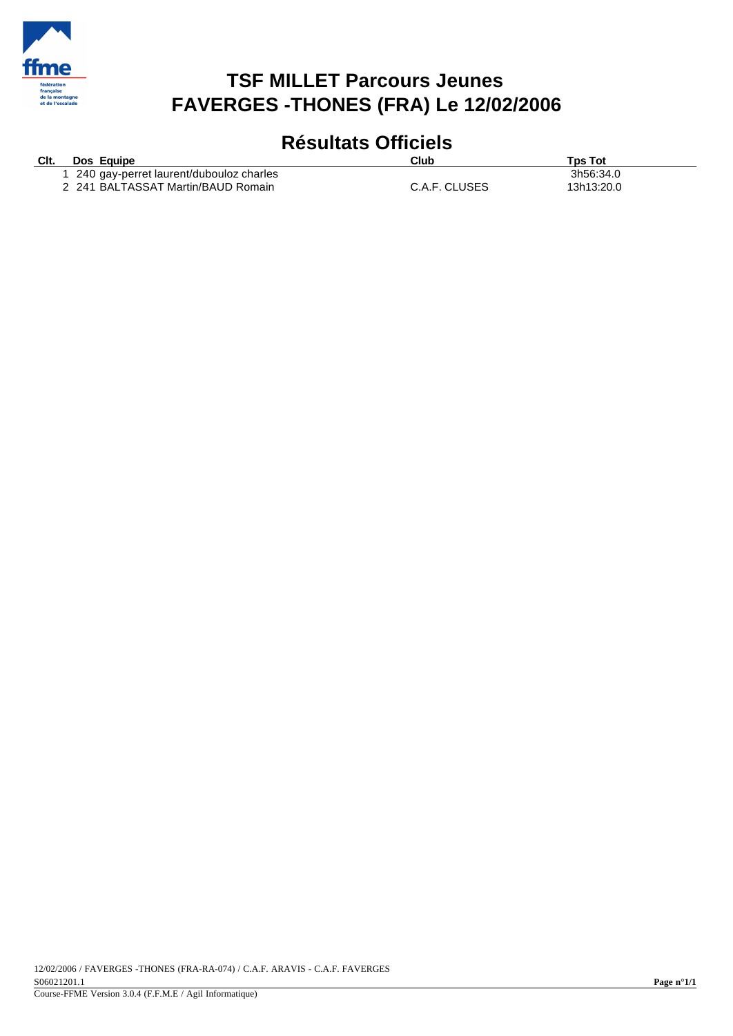# TSF MILLET Parcours Jeunes
# FAVERGES -THONES (FRA) Le 12/02/2006

## Résultats Officiels

| Clt. | Dos | Equipe | Club | Tps Tot |
|---|---|---|---|---|
| 1 | 240 | gay-perret laurent/dubouloz charles | | 3h56:34.0 |
| 2 | 241 | BALTASSAT Martin/BAUD Romain | C.A.F. CLUSES | 13h13:20.0 |

12/02/2006 / FAVERGES -THONES (FRA-RA-074) / C.A.F. ARAVIS - C.A.F. FAVERGES
S06021201.1
Course-FFME Version 3.0.4 (F.F.M.E / Agil Informatique)